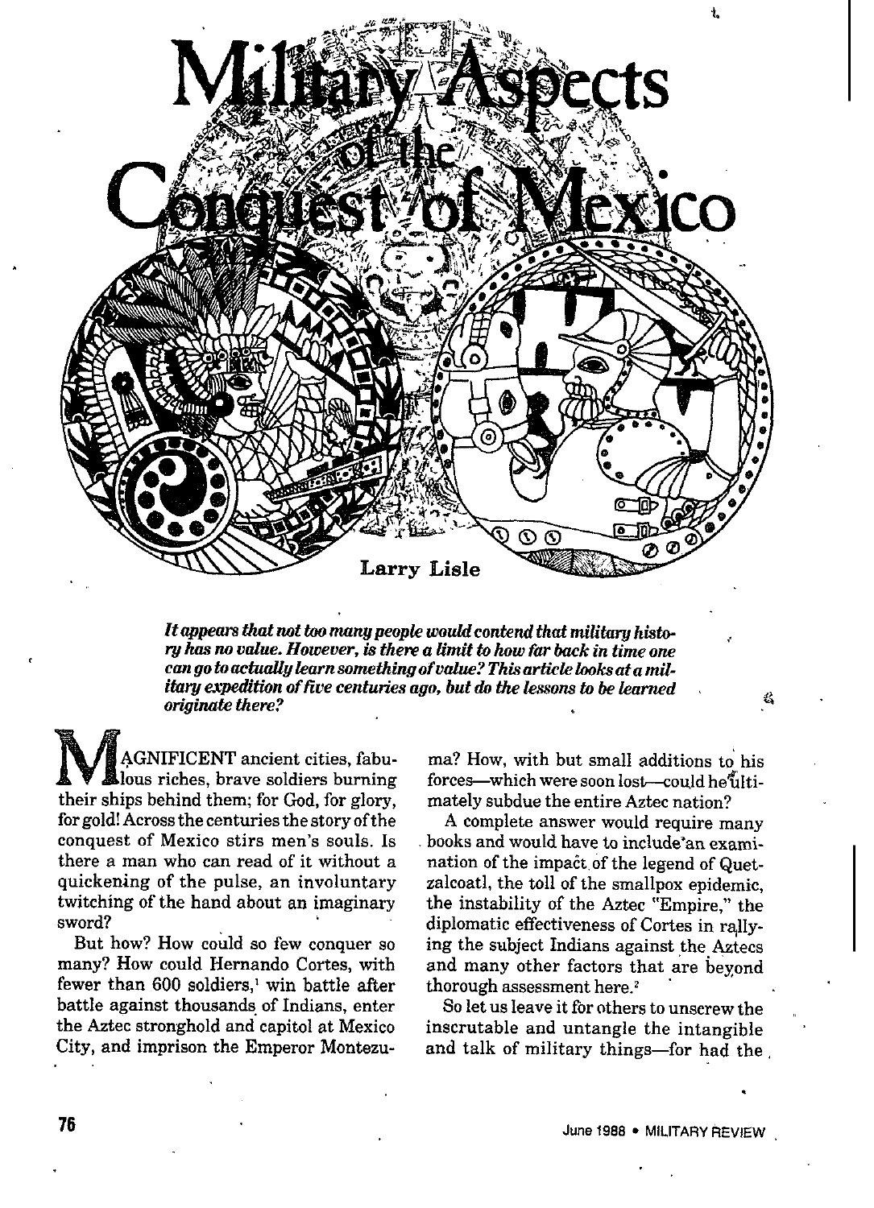# Military Aspects of the Conquest of Mexico

**Larry Lisle**

*It appears that not too many people would contend that military history has no value. However, is there a limit to how far back in time one can go to actually learn something of value? This article looks at a military expedition of five centuries ago, but do the lessons to be learned originate there?*

MAGNIFICENT ancient cities, fabulous riches, brave soldiers burning their ships behind them; for God, for glory, for gold! Across the centuries the story of the conquest of Mexico stirs men's souls. Is there a man who can read of it without a quickening of the pulse, an involuntary twitching of the hand about an imaginary sword?

But how? How could so few conquer so many? How could Hernando Cortes, with fewer than 600 soldiers,[1] win battle after battle against thousands of Indians, enter the Aztec stronghold and capitol at Mexico City, and imprison the Emperor Montezuma? How, with but small additions to his forces—which were soon lost—could he ultimately subdue the entire Aztec nation?

A complete answer would require many books and would have to include an examination of the impact of the legend of Quetzalcoatl, the toll of the smallpox epidemic, the instability of the Aztec "Empire," the diplomatic effectiveness of Cortes in rallying the subject Indians against the Aztecs and many other factors that are beyond thorough assessment here.[2]

So let us leave it for others to unscrew the inscrutable and untangle the intangible and talk of military things—for had the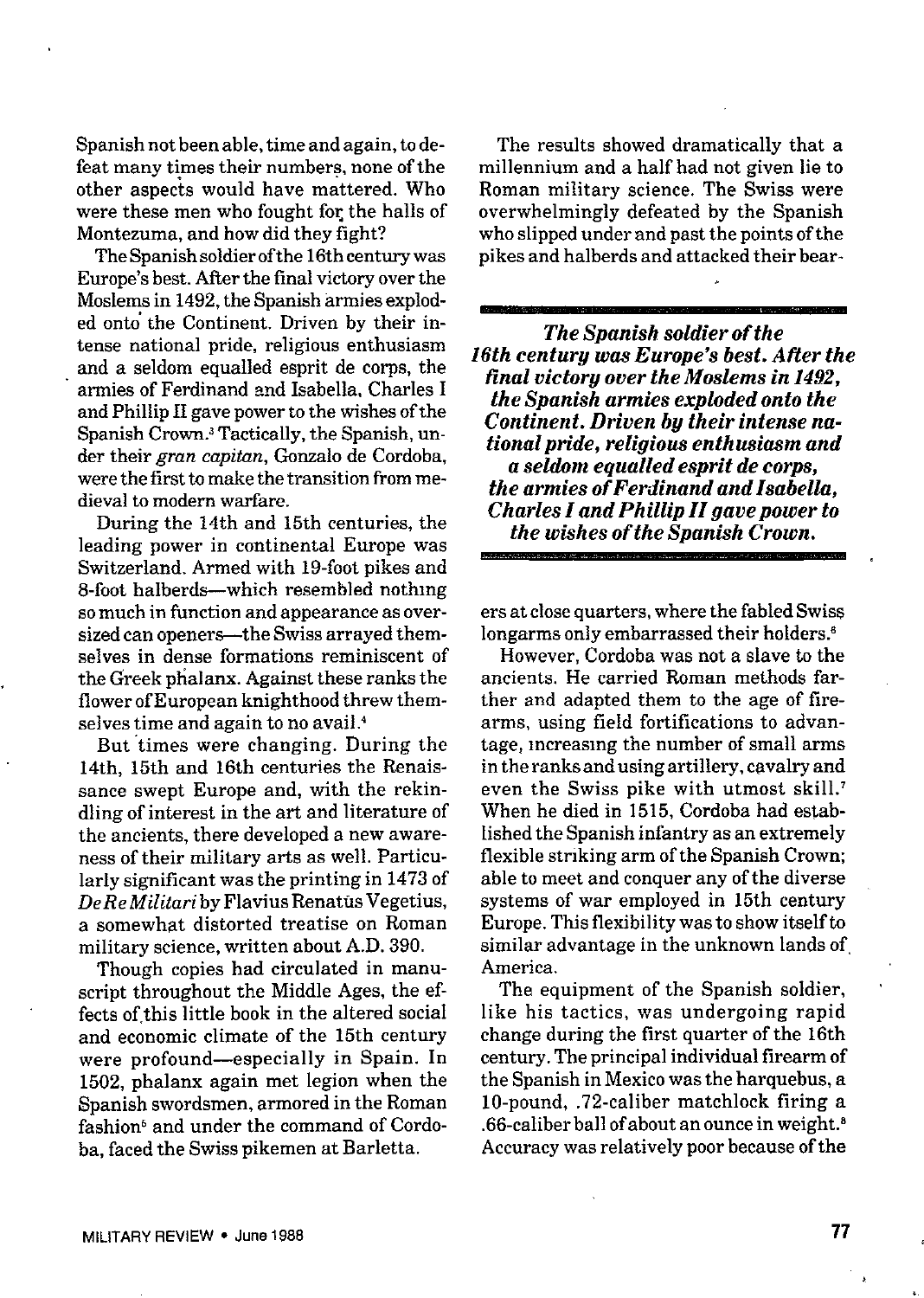Spanish[5] not been able, time and again, to defeat many times their numbers, none of the other aspects would have mattered. Who were these men who fought for the halls of Montezuma, and how did they fight?

The Spanish soldier of the 16th century was Europe's best. After the final victory over the Moslems in 1492, the Spanish armies exploded onto the Continent. Driven by their intense national pride, religious enthusiasm and a seldom equalled esprit de corps, the armies of Ferdinand and Isabella, Charles I and Phillip II gave power to the wishes of the Spanish Crown.[3] Tactically, the Spanish, under their *gran capitan*, Gonzalo de Cordoba, were the first to make the transition from medieval to modern warfare.

During the 14th and 15th centuries, the leading power in continental Europe was Switzerland. Armed with 19-foot pikes and 8-foot halberds—which resembled nothing so much in function and appearance as oversized can openers—the Swiss arrayed themselves in dense formations reminiscent of the Greek phalanx. Against these ranks the flower of European knighthood threw themselves time and again to no avail.[4]

But times were changing. During the 14th, 15th and 16th centuries the Renaissance swept Europe and, with the rekindling of interest in the art and literature of the ancients, there developed a new awareness of their military arts as well. Particularly significant was the printing in 1473 of *De Re Militari* by Flavius Renatus Vegetius, a somewhat distorted treatise on Roman military science, written about A.D. 390.

Though copies had circulated in manuscript throughout the Middle Ages, the effects of this little book in the altered social and economic climate of the 15th century were profound—especially in Spain. In 1502, phalanx again met legion when the Spanish swordsmen, armored in the Roman fashion[5] and under the command of Cordoba, faced the Swiss pikemen at Barletta.

The results showed dramatically that a millennium and a half had not given lie to Roman military science. The Swiss were overwhelmingly defeated by the Spanish who slipped under and past the points of the pikes and halberds and attacked their bearers at close quarters, where the fabled Swiss longarms only embarrassed their holders.[6]

> ***The Spanish soldier of the 16th century was Europe's best. After the final victory over the Moslems in 1492, the Spanish armies exploded onto the Continent. Driven by their intense national pride, religious enthusiasm and a seldom equalled esprit de corps, the armies of Ferdinand and Isabella, Charles I and Phillip II gave power to the wishes of the Spanish Crown.***

However, Cordoba was not a slave to the ancients. He carried Roman methods farther and adapted them to the age of firearms, using field fortifications to advantage, increasing the number of small arms in the ranks and using artillery, cavalry and even the Swiss pike with utmost skill.[7] When he died in 1515, Cordoba had established the Spanish infantry as an extremely flexible striking arm of the Spanish Crown; able to meet and conquer any of the diverse systems of war employed in 15th century Europe. This flexibility was to show itself to similar advantage in the unknown lands of America.

The equipment of the Spanish soldier, like his tactics, was undergoing rapid change during the first quarter of the 16th century. The principal individual firearm of the Spanish in Mexico was the harquebus, a 10-pound, .72-caliber matchlock firing a .66-caliber ball of about an ounce in weight.[8] Accuracy was relatively poor because of the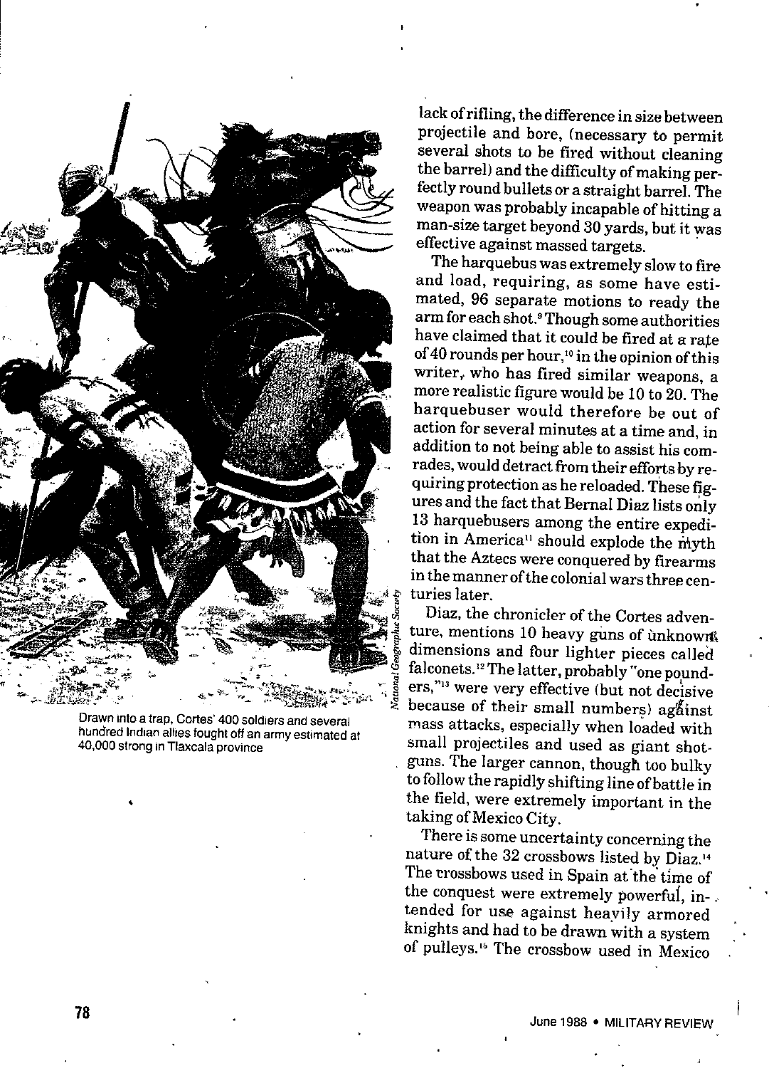Drawn into a trap, Cortes' 400 soldiers and several hundred Indian allies fought off an army estimated at 40,000 strong in Tlaxcala province

*National Geographic Society*

lack of rifling, the difference in size between projectile and bore, (necessary to permit several shots to be fired without cleaning the barrel) and the difficulty of making perfectly round bullets or a straight barrel. The weapon was probably incapable of hitting a man-size target beyond 30 yards, but it was effective against massed targets.

The harquebus was extremely slow to fire and load, requiring, as some have estimated, 96 separate motions to ready the arm for each shot.[9] Though some authorities have claimed that it could be fired at a rate of 40 rounds per hour,[10] in the opinion of this writer, who has fired similar weapons, a more realistic figure would be 10 to 20. The harquebuser would therefore be out of action for several minutes at a time and, in addition to not being able to assist his comrades, would detract from their efforts by requiring protection as he reloaded. These figures and the fact that Bernal Diaz lists only 13 harquebusers among the entire expedition in America[11] should explode the myth that the Aztecs were conquered by firearms in the manner of the colonial wars three centuries later.

Diaz, the chronicler of the Cortes adventure, mentions 10 heavy guns of unknown dimensions and four lighter pieces called falconets.[12] The latter, probably "one pounders,"[13] were very effective (but not decisive because of their small numbers) against mass attacks, especially when loaded with small projectiles and used as giant shotguns. The larger cannon, though too bulky to follow the rapidly shifting line of battle in the field, were extremely important in the taking of Mexico City.

There is some uncertainty concerning the nature of the 32 crossbows listed by Diaz.[14] The crossbows used in Spain at the time of the conquest were extremely powerful, intended for use against heavily armored knights and had to be drawn with a system of pulleys.[15] The crossbow used in Mexico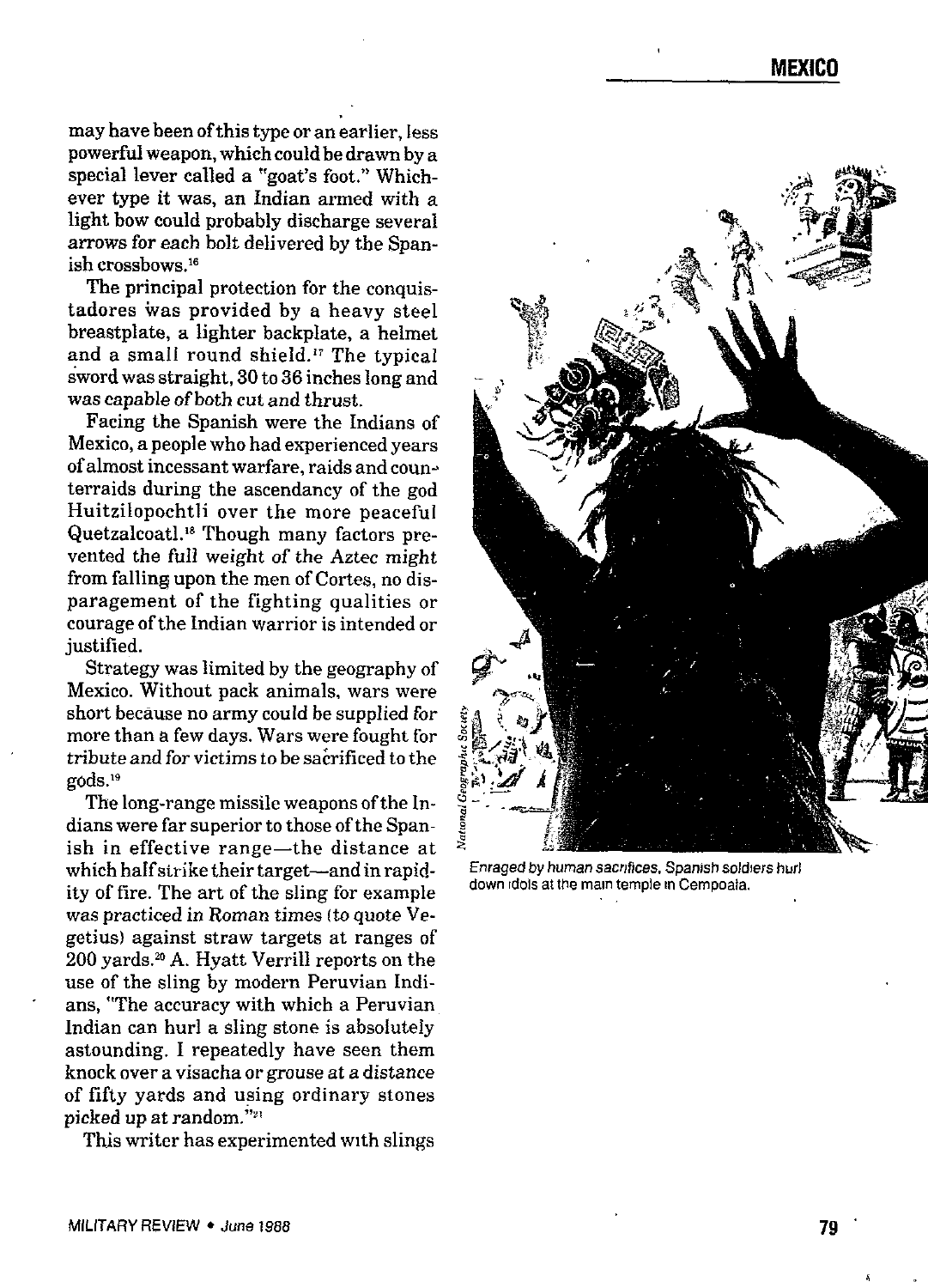may have been of this type or an earlier, less powerful weapon, which could be drawn by a special lever called a "goat's foot." Whichever type it was, an Indian armed with a light bow could probably discharge several arrows for each bolt delivered by the Spanish crossbows.[16]

The principal protection for the conquistadores was provided by a heavy steel breastplate, a lighter backplate, a helmet and a small round shield.[17] The typical sword was straight, 30 to 36 inches long and was capable of both cut and thrust.

Facing the Spanish were the Indians of Mexico, a people who had experienced years of almost incessant warfare, raids and counterraids during the ascendancy of the god Huitzilopochtli over the more peaceful Quetzalcoatl.[18] Though many factors prevented the full weight of the Aztec might from falling upon the men of Cortes, no disparagement of the fighting qualities or courage of the Indian warrior is intended or justified.

Strategy was limited by the geography of Mexico. Without pack animals, wars were short because no army could be supplied for more than a few days. Wars were fought for tribute and for victims to be sacrificed to the gods.[19]

The long-range missile weapons of the Indians were far superior to those of the Spanish in effective range—the distance at which half strike their target—and in rapidity of fire. The art of the sling for example was practiced in Roman times (to quote Vegetius) against straw targets at ranges of 200 yards.[20] A. Hyatt Verrill reports on the use of the sling by modern Peruvian Indians, "The accuracy with which a Peruvian Indian can hurl a sling stone is absolutely astounding. I repeatedly have seen them knock over a visacha or grouse at a distance of fifty yards and using ordinary stones picked up at random."[21]

This writer has experimented with slings

National Geographic Society

*Enraged by human sacrifices, Spanish soldiers hurl down idols at the main temple in Cempoala.*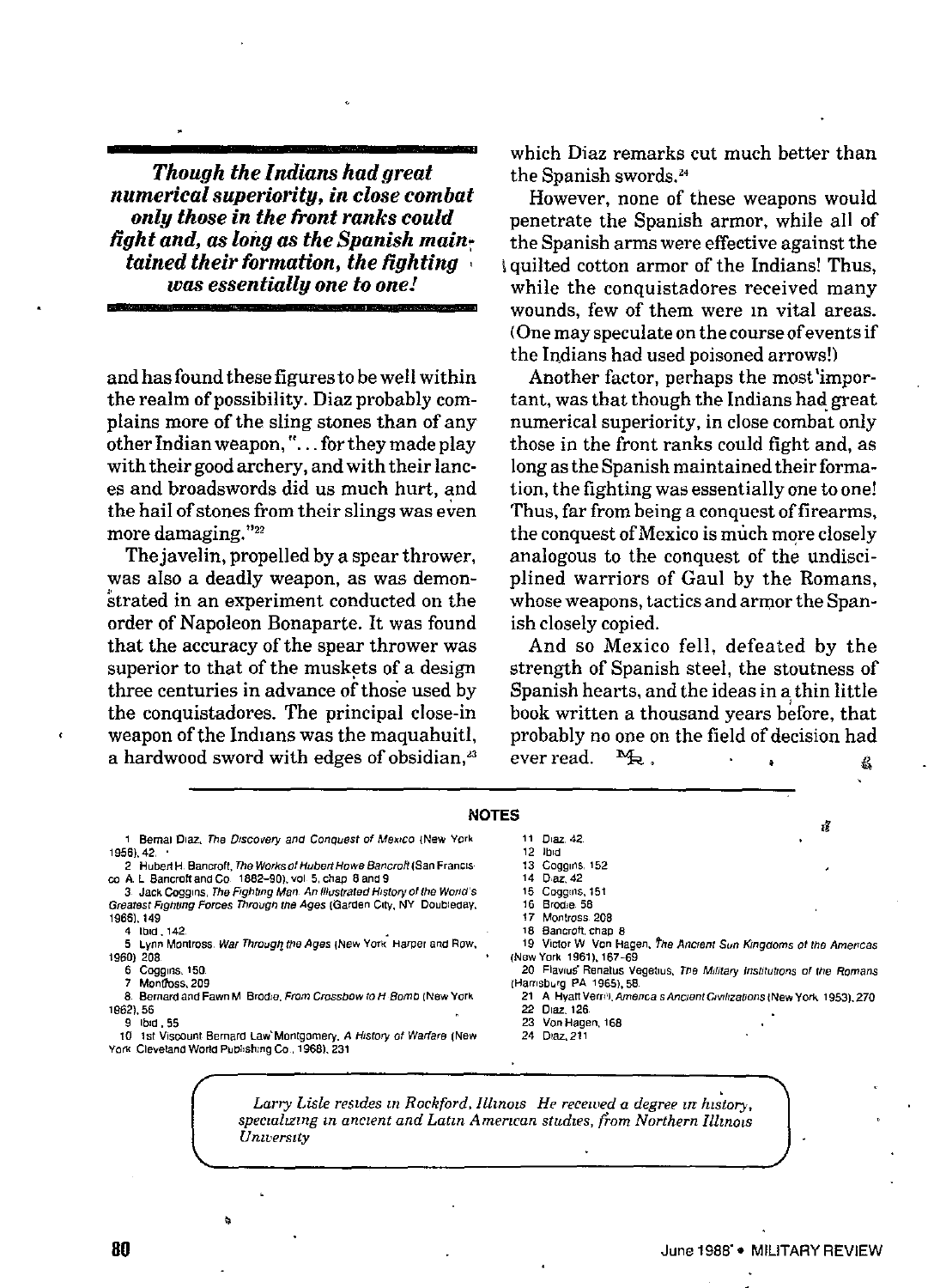*Though the Indians had great numerical superiority, in close combat only those in the front ranks could fight and, as long as the Spanish maintained their formation, the fighting was essentially one to one!*

and has found these figures to be well within the realm of possibility. Diaz probably complains more of the sling stones than of any other Indian weapon, "... for they made play with their good archery, and with their lances and broadswords did us much hurt, and the hail of stones from their slings was even more damaging."[22]

The javelin, propelled by a spear thrower, was also a deadly weapon, as was demonstrated in an experiment conducted on the order of Napoleon Bonaparte. It was found that the accuracy of the spear thrower was superior to that of the muskets of a design three centuries in advance of those used by the conquistadores. The principal close-in weapon of the Indians was the maquahuitl, a hardwood sword with edges of obsidian,[23] which Diaz remarks cut much better than the Spanish swords.[24]

However, none of these weapons would penetrate the Spanish armor, while all of the Spanish arms were effective against the quilted cotton armor of the Indians! Thus, while the conquistadores received many wounds, few of them were in vital areas. (One may speculate on the course of events if the Indians had used poisoned arrows!)

Another factor, perhaps the most important, was that though the Indians had great numerical superiority, in close combat only those in the front ranks could fight and, as long as the Spanish maintained their formation, the fighting was essentially one to one! Thus, far from being a conquest of firearms, the conquest of Mexico is much more closely analogous to the conquest of the undisciplined warriors of Gaul by the Romans, whose weapons, tactics and armor the Spanish closely copied.

And so Mexico fell, defeated by the strength of Spanish steel, the stoutness of Spanish hearts, and the ideas in a thin little book written a thousand years before, that probably no one on the field of decision had ever read.

## NOTES

1 Bernal Diaz, *The Discovery and Conquest of Mexico* (New York 1956), 42.
2 Hubert H. Bancroft, *The Works of Hubert Howe Bancroft* (San Francisco A. L. Bancroft and Co. 1882–90), vol 5, chap 8 and 9
3 Jack Coggins, *The Fighting Man: An Illustrated History of the World's Greatest Fighting Forces Through the Ages* (Garden City, NY Doubleday, 1966), 149
4 Ibid., 142
5 Lynn Montross, *War Through the Ages* (New York Harper and Row, 1960) 208
6 Coggins, 150
7 Montross, 209
8 Bernard and Fawn M. Brodie, *From Crossbow to H Bomb* (New York 1962), 56
9 Ibid., 55
10 1st Viscount Bernard Law Montgomery, *A History of Warfare* (New York Cleveland World Publishing Co., 1968), 231
11 Diaz, 42
12 Ibid
13 Coggins, 152
14 Diaz, 42
15 Coggins, 151
16 Brodie, 58
17 Montross, 208
18 Bancroft, chap 8
19 Victor W. Von Hagen, *The Ancient Sun Kingdoms of the Americas* (New York 1961), 167–69
20 Flavius Renatus Vegetius, *The Military Institutions of the Romans* (Harrisburg PA 1965), 58
21 A. Hyatt Verrill, *America's Ancient Civilizations* (New York 1953), 270
22 Diaz, 126
23 Von Hagen, 168
24 Diaz, 211

*Larry Lisle resides in Rockford, Illinois. He received a degree in history, specializing in ancient and Latin American studies, from Northern Illinois University.*